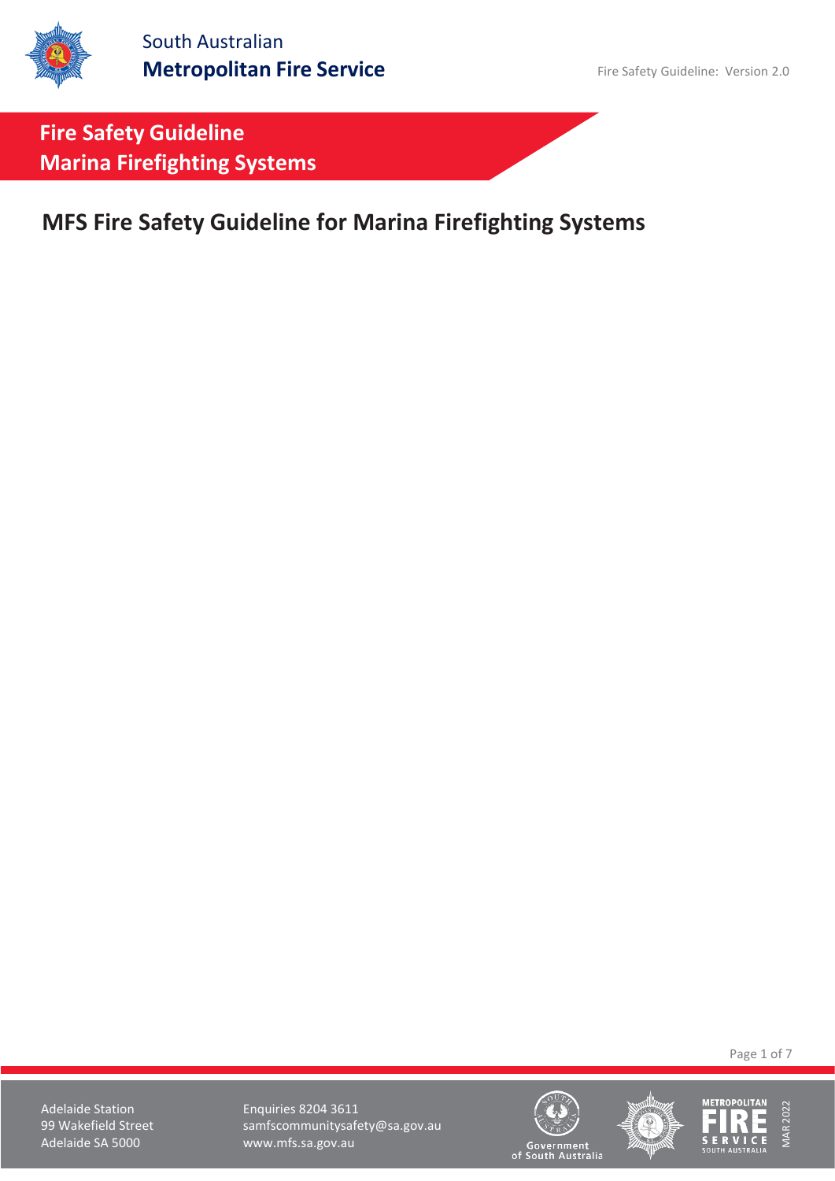# Fire Safety Guideline
## Marina Firefighting Systems

## MFS Fire Safety Guideline for Marina Firefighting Systems

Adelaide Station
99 Wakefield Street
Adelaide SA 5000

Enquiries 8204 3611
samfscommunitysafety@sa.gov.au
www.mfs.sa.gov.au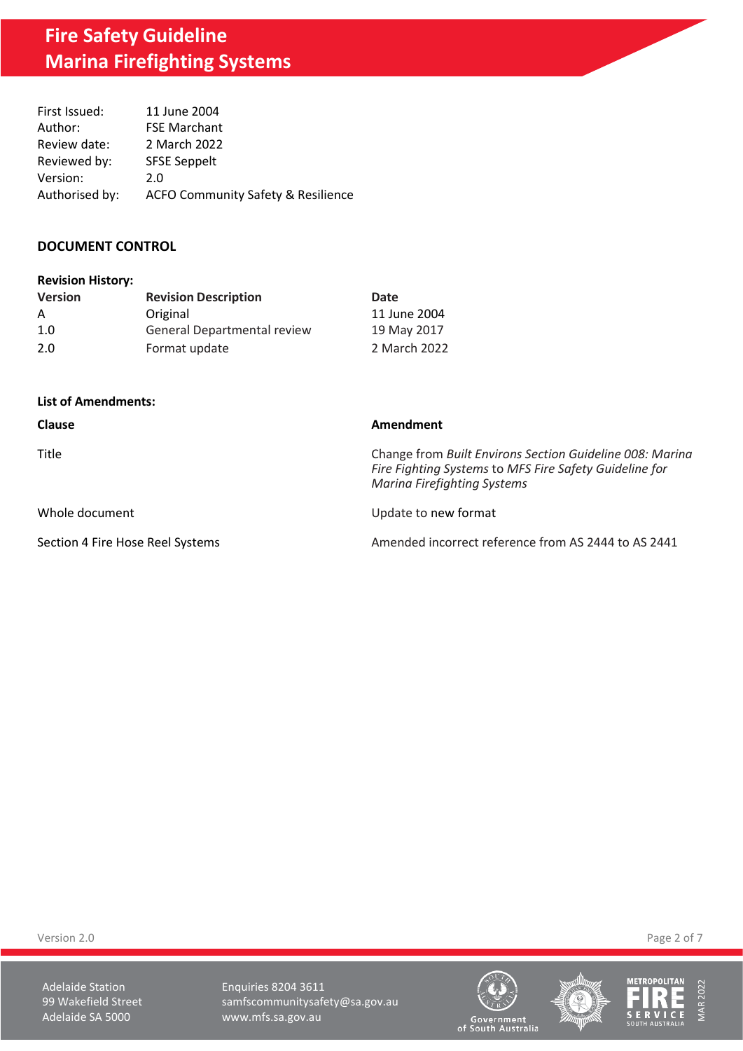First Issued: 11 June 2004
Author: FSE Marchant
Review date: 2 March 2022
Reviewed by: SFSE Seppelt
Version: 2.0
Authorised by: ACFO Community Safety & Resilience

## DOCUMENT CONTROL

**Revision History:**

| Version | Revision Description | Date |
|---|---|---|
| A | Original | 11 June 2004 |
| 1.0 | General Departmental review | 19 May 2017 |
| 2.0 | Format update | 2 March 2022 |

**List of Amendments:**

| Clause | Amendment |
|---|---|
| Title | Change from *Built Environs Section Guideline 008: Marina Fire Fighting Systems* to *MFS Fire Safety Guideline for Marina Firefighting Systems* |
| Whole document | Update to new format |
| Section 4 Fire Hose Reel Systems | Amended incorrect reference from AS 2444 to AS 2441 |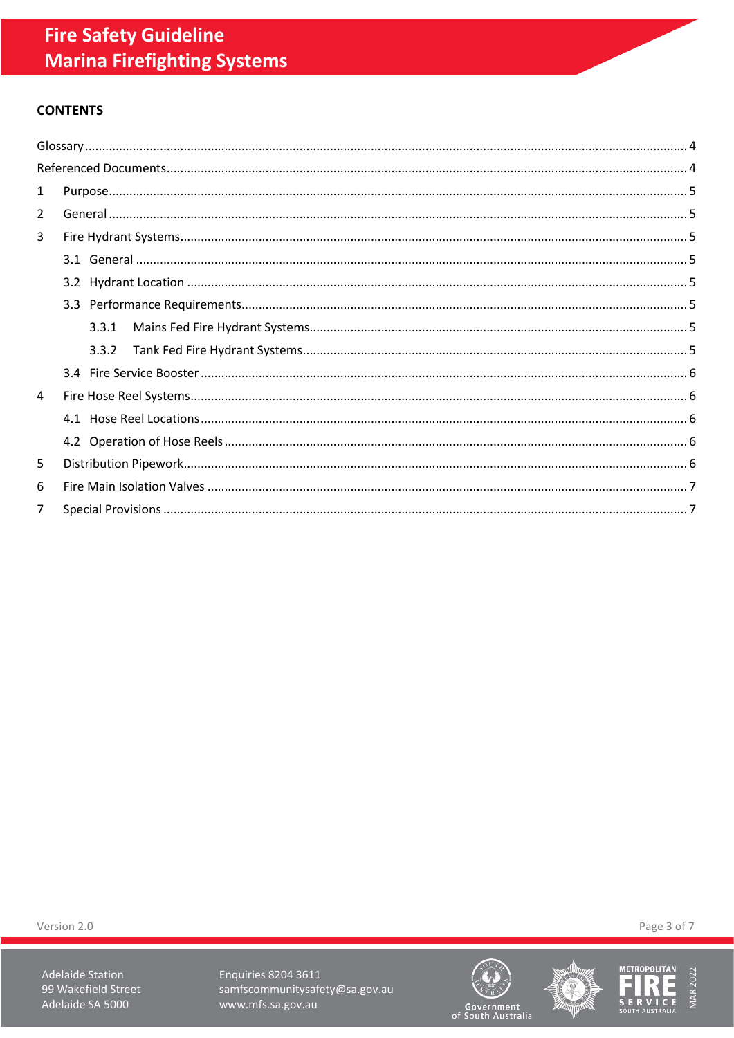## CONTENTS

Glossary ........ 4
Referenced Documents ........ 4
1 Purpose ........ 5
2 General ........ 5
3 Fire Hydrant Systems ........ 5
  3.1 General ........ 5
  3.2 Hydrant Location ........ 5
  3.3 Performance Requirements ........ 5
    3.3.1 Mains Fed Fire Hydrant Systems ........ 5
    3.3.2 Tank Fed Fire Hydrant Systems ........ 5
  3.4 Fire Service Booster ........ 6
4 Fire Hose Reel Systems ........ 6
  4.1 Hose Reel Locations ........ 6
  4.2 Operation of Hose Reels ........ 6
5 Distribution Pipework ........ 6
6 Fire Main Isolation Valves ........ 7
7 Special Provisions ........ 7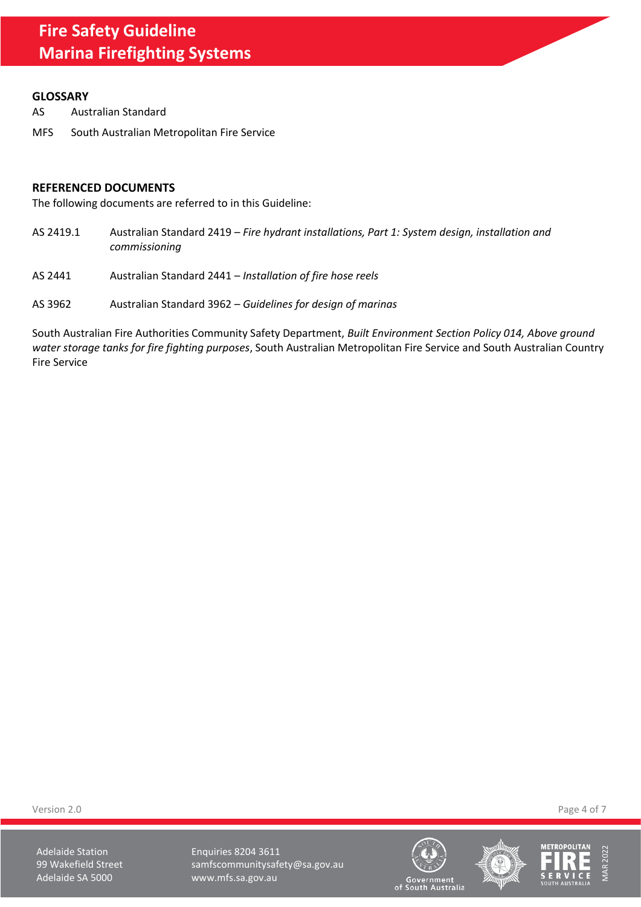## GLOSSARY

| | |
|---|---|
| AS | Australian Standard |
| MFS | South Australian Metropolitan Fire Service |

## REFERENCED DOCUMENTS

The following documents are referred to in this Guideline:

| | |
|---|---|
| AS 2419.1 | Australian Standard 2419 – *Fire hydrant installations, Part 1: System design, installation and commissioning* |
| AS 2441 | Australian Standard 2441 – *Installation of fire hose reels* |
| AS 3962 | Australian Standard 3962 – *Guidelines for design of marinas* |

South Australian Fire Authorities Community Safety Department, *Built Environment Section Policy 014, Above ground water storage tanks for fire fighting purposes*, South Australian Metropolitan Fire Service and South Australian Country Fire Service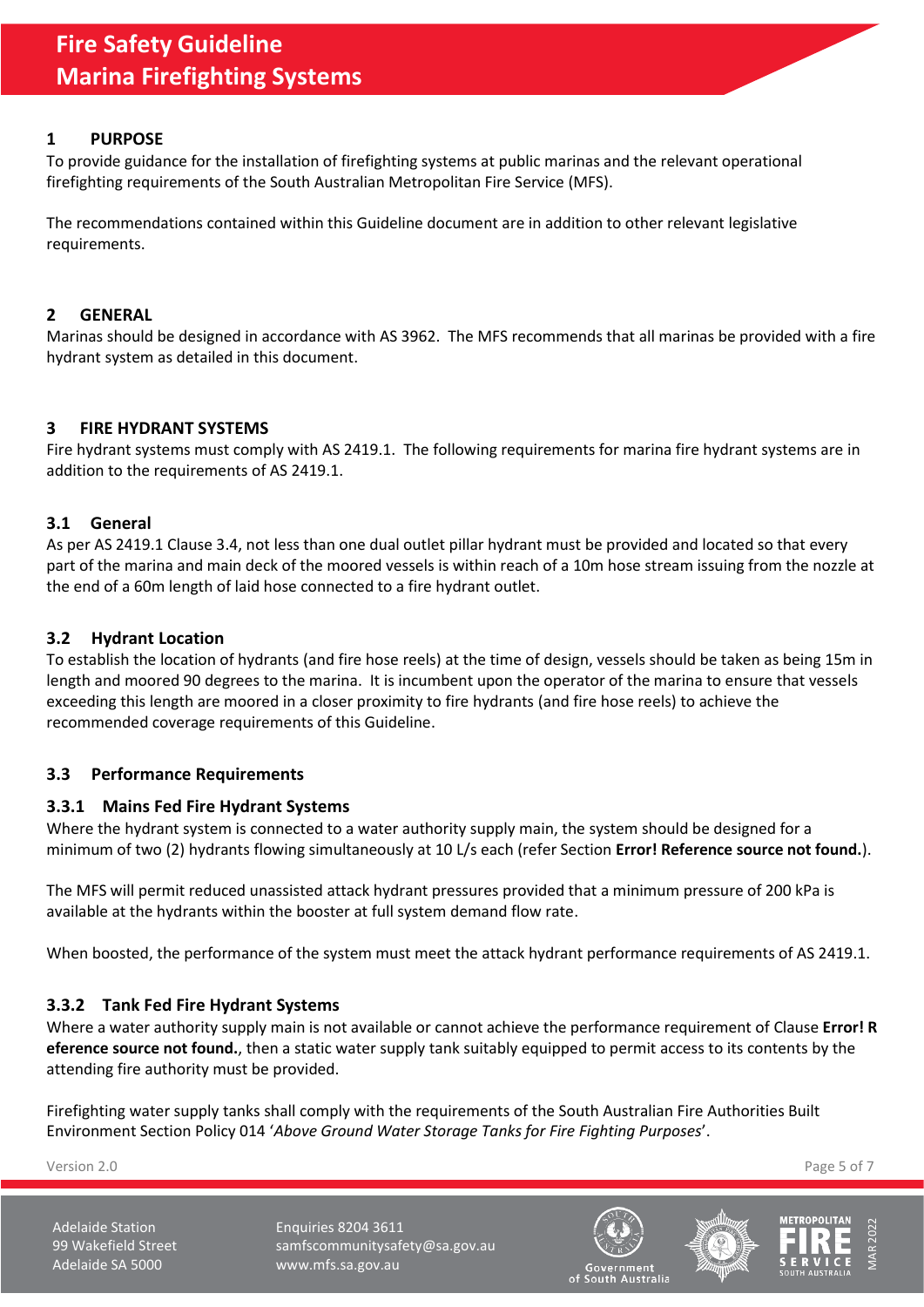## 1 PURPOSE

To provide guidance for the installation of firefighting systems at public marinas and the relevant operational firefighting requirements of the South Australian Metropolitan Fire Service (MFS).

The recommendations contained within this Guideline document are in addition to other relevant legislative requirements.

## 2 GENERAL

Marinas should be designed in accordance with AS 3962. The MFS recommends that all marinas be provided with a fire hydrant system as detailed in this document.

## 3 FIRE HYDRANT SYSTEMS

Fire hydrant systems must comply with AS 2419.1. The following requirements for marina fire hydrant systems are in addition to the requirements of AS 2419.1.

### 3.1 General

As per AS 2419.1 Clause 3.4, not less than one dual outlet pillar hydrant must be provided and located so that every part of the marina and main deck of the moored vessels is within reach of a 10m hose stream issuing from the nozzle at the end of a 60m length of laid hose connected to a fire hydrant outlet.

### 3.2 Hydrant Location

To establish the location of hydrants (and fire hose reels) at the time of design, vessels should be taken as being 15m in length and moored 90 degrees to the marina. It is incumbent upon the operator of the marina to ensure that vessels exceeding this length are moored in a closer proximity to fire hydrants (and fire hose reels) to achieve the recommended coverage requirements of this Guideline.

### 3.3 Performance Requirements

#### 3.3.1 Mains Fed Fire Hydrant Systems

Where the hydrant system is connected to a water authority supply main, the system should be designed for a minimum of two (2) hydrants flowing simultaneously at 10 L/s each (refer Section **Error! Reference source not found.**).

The MFS will permit reduced unassisted attack hydrant pressures provided that a minimum pressure of 200 kPa is available at the hydrants within the booster at full system demand flow rate.

When boosted, the performance of the system must meet the attack hydrant performance requirements of AS 2419.1.

#### 3.3.2 Tank Fed Fire Hydrant Systems

Where a water authority supply main is not available or cannot achieve the performance requirement of Clause **Error! Reference source not found.**, then a static water supply tank suitably equipped to permit access to its contents by the attending fire authority must be provided.

Firefighting water supply tanks shall comply with the requirements of the South Australian Fire Authorities Built Environment Section Policy 014 '*Above Ground Water Storage Tanks for Fire Fighting Purposes*'.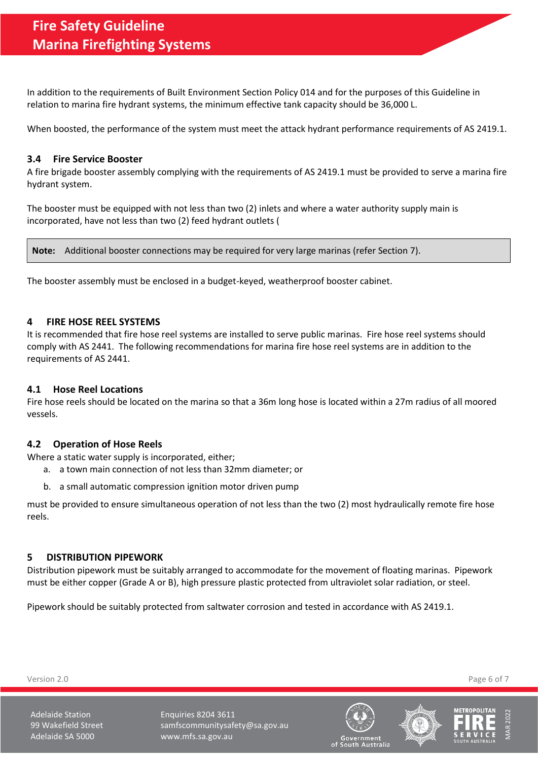In addition to the requirements of Built Environment Section Policy 014 and for the purposes of this Guideline in relation to marina fire hydrant systems, the minimum effective tank capacity should be 36,000 L.

When boosted, the performance of the system must meet the attack hydrant performance requirements of AS 2419.1.

### 3.4 Fire Service Booster

A fire brigade booster assembly complying with the requirements of AS 2419.1 must be provided to serve a marina fire hydrant system.

The booster must be equipped with not less than two (2) inlets and where a water authority supply main is incorporated, have not less than two (2) feed hydrant outlets (

> **Note:** Additional booster connections may be required for very large marinas (refer Section 7).

The booster assembly must be enclosed in a budget-keyed, weatherproof booster cabinet.

## 4 FIRE HOSE REEL SYSTEMS

It is recommended that fire hose reel systems are installed to serve public marinas. Fire hose reel systems should comply with AS 2441. The following recommendations for marina fire hose reel systems are in addition to the requirements of AS 2441.

### 4.1 Hose Reel Locations

Fire hose reels should be located on the marina so that a 36m long hose is located within a 27m radius of all moored vessels.

### 4.2 Operation of Hose Reels

Where a static water supply is incorporated, either;

a. a town main connection of not less than 32mm diameter; or

b. a small automatic compression ignition motor driven pump

must be provided to ensure simultaneous operation of not less than the two (2) most hydraulically remote fire hose reels.

## 5 DISTRIBUTION PIPEWORK

Distribution pipework must be suitably arranged to accommodate for the movement of floating marinas. Pipework must be either copper (Grade A or B), high pressure plastic protected from ultraviolet solar radiation, or steel.

Pipework should be suitably protected from saltwater corrosion and tested in accordance with AS 2419.1.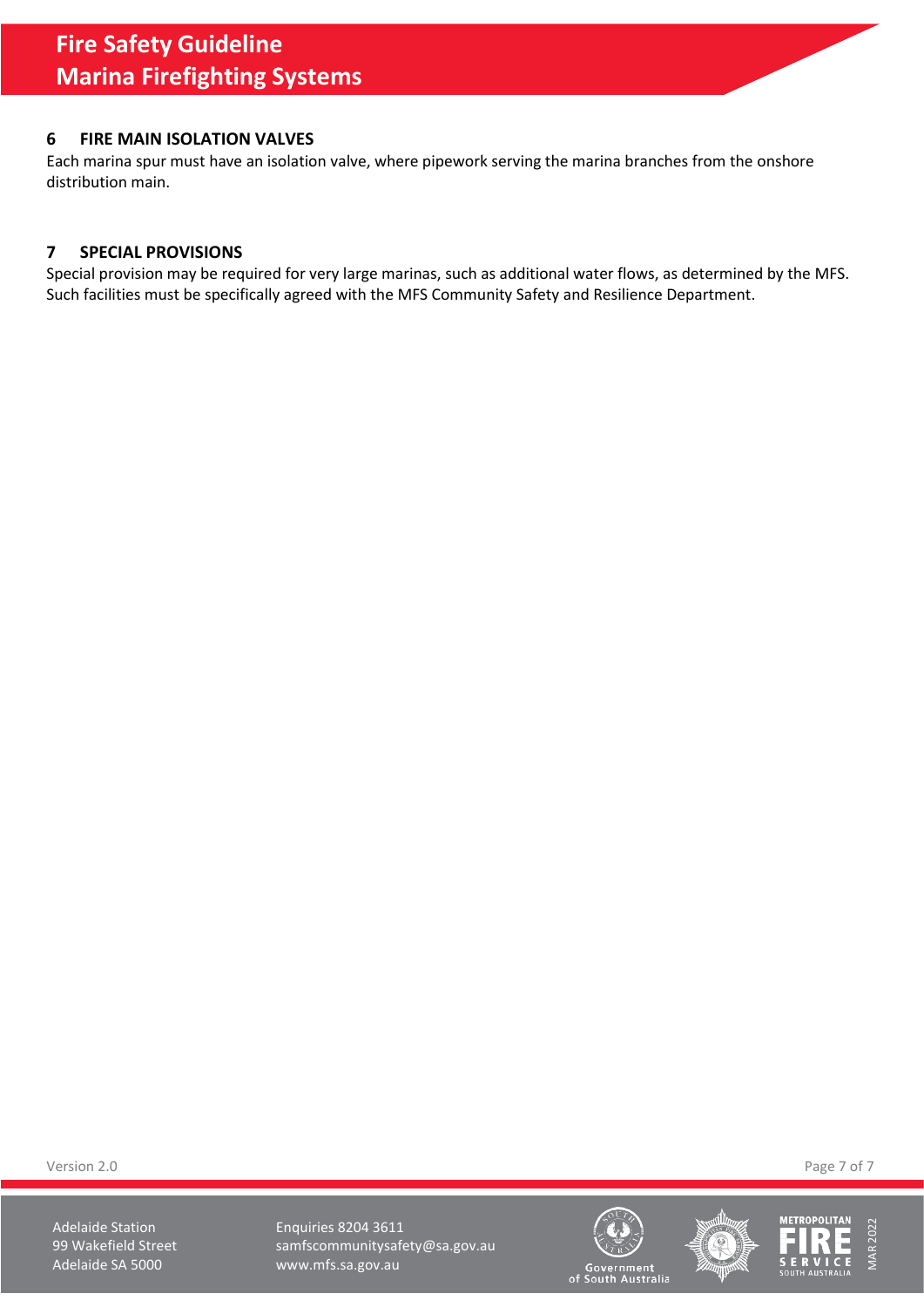## 6 FIRE MAIN ISOLATION VALVES

Each marina spur must have an isolation valve, where pipework serving the marina branches from the onshore distribution main.

## 7 SPECIAL PROVISIONS

Special provision may be required for very large marinas, such as additional water flows, as determined by the MFS. Such facilities must be specifically agreed with the MFS Community Safety and Resilience Department.